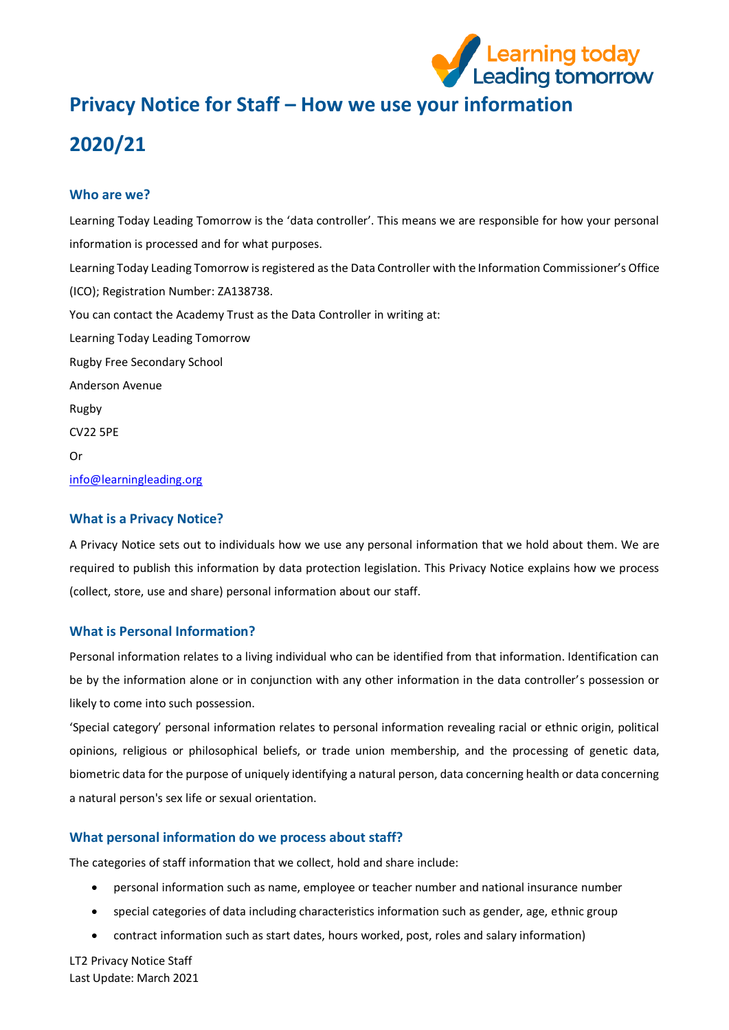# Privacy Notice for Staff – How we use your information 2020/21

## Who are we?

Learning Today Leading Tomorrow is the 'data controller'. This means we are responsible for how your personal information is processed and for what purposes.

Learning Today Leading Tomorrow is registered as the Data Controller with the Information Commissioner's Office (ICO); Registration Number: ZA138738.

You can contact the Academy Trust as the Data Controller in writing at:

Learning Today Leading Tomorrow
Rugby Free Secondary School
Anderson Avenue
Rugby
CV22 5PE
Or
info@learningleading.org

## What is a Privacy Notice?

A Privacy Notice sets out to individuals how we use any personal information that we hold about them. We are required to publish this information by data protection legislation. This Privacy Notice explains how we process (collect, store, use and share) personal information about our staff.

## What is Personal Information?

Personal information relates to a living individual who can be identified from that information. Identification can be by the information alone or in conjunction with any other information in the data controller's possession or likely to come into such possession.

'Special category' personal information relates to personal information revealing racial or ethnic origin, political opinions, religious or philosophical beliefs, or trade union membership, and the processing of genetic data, biometric data for the purpose of uniquely identifying a natural person, data concerning health or data concerning a natural person's sex life or sexual orientation.

## What personal information do we process about staff?

The categories of staff information that we collect, hold and share include:

- personal information such as name, employee or teacher number and national insurance number
- special categories of data including characteristics information such as gender, age, ethnic group
- contract information such as start dates, hours worked, post, roles and salary information)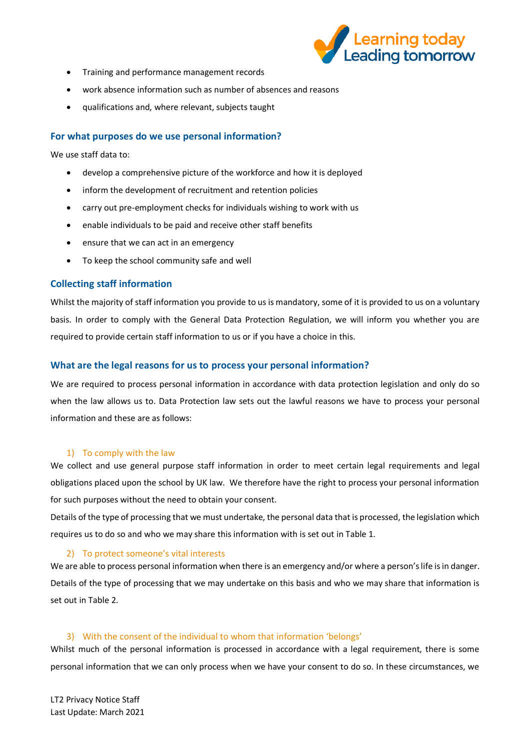- Training and performance management records
- work absence information such as number of absences and reasons
- qualifications and, where relevant, subjects taught

### For what purposes do we use personal information?

We use staff data to:

- develop a comprehensive picture of the workforce and how it is deployed
- inform the development of recruitment and retention policies
- carry out pre-employment checks for individuals wishing to work with us
- enable individuals to be paid and receive other staff benefits
- ensure that we can act in an emergency
- To keep the school community safe and well

### Collecting staff information

Whilst the majority of staff information you provide to us is mandatory, some of it is provided to us on a voluntary basis. In order to comply with the General Data Protection Regulation, we will inform you whether you are required to provide certain staff information to us or if you have a choice in this.

### What are the legal reasons for us to process your personal information?

We are required to process personal information in accordance with data protection legislation and only do so when the law allows us to. Data Protection law sets out the lawful reasons we have to process your personal information and these are as follows:

#### 1) To comply with the law

We collect and use general purpose staff information in order to meet certain legal requirements and legal obligations placed upon the school by UK law. We therefore have the right to process your personal information for such purposes without the need to obtain your consent.

Details of the type of processing that we must undertake, the personal data that is processed, the legislation which requires us to do so and who we may share this information with is set out in Table 1.

#### 2) To protect someone's vital interests

We are able to process personal information when there is an emergency and/or where a person's life is in danger. Details of the type of processing that we may undertake on this basis and who we may share that information is set out in Table 2.

#### 3) With the consent of the individual to whom that information 'belongs'

Whilst much of the personal information is processed in accordance with a legal requirement, there is some personal information that we can only process when we have your consent to do so. In these circumstances, we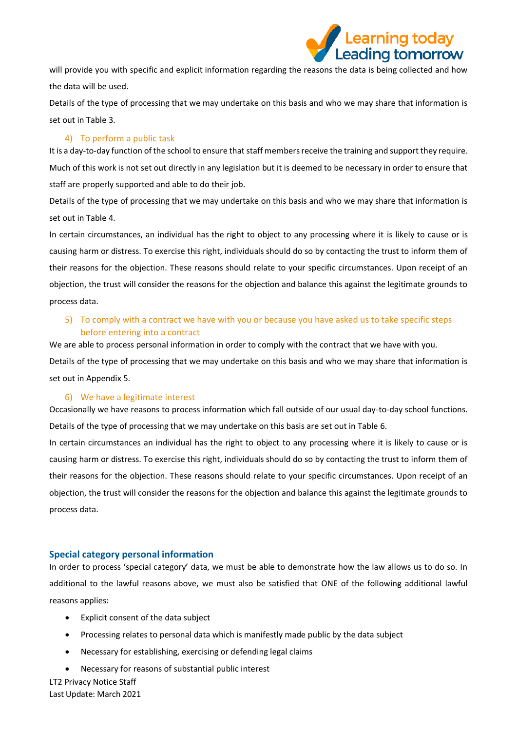will provide you with specific and explicit information regarding the reasons the data is being collected and how the data will be used.

Details of the type of processing that we may undertake on this basis and who we may share that information is set out in Table 3.

### 4) To perform a public task

It is a day-to-day function of the school to ensure that staff members receive the training and support they require. Much of this work is not set out directly in any legislation but it is deemed to be necessary in order to ensure that staff are properly supported and able to do their job.

Details of the type of processing that we may undertake on this basis and who we may share that information is set out in Table 4.

In certain circumstances, an individual has the right to object to any processing where it is likely to cause or is causing harm or distress. To exercise this right, individuals should do so by contacting the trust to inform them of their reasons for the objection. These reasons should relate to your specific circumstances. Upon receipt of an objection, the trust will consider the reasons for the objection and balance this against the legitimate grounds to process data.

### 5) To comply with a contract we have with you or because you have asked us to take specific steps before entering into a contract

We are able to process personal information in order to comply with the contract that we have with you.

Details of the type of processing that we may undertake on this basis and who we may share that information is set out in Appendix 5.

### 6) We have a legitimate interest

Occasionally we have reasons to process information which fall outside of our usual day-to-day school functions. Details of the type of processing that we may undertake on this basis are set out in Table 6.

In certain circumstances an individual has the right to object to any processing where it is likely to cause or is causing harm or distress. To exercise this right, individuals should do so by contacting the trust to inform them of their reasons for the objection. These reasons should relate to your specific circumstances. Upon receipt of an objection, the trust will consider the reasons for the objection and balance this against the legitimate grounds to process data.

## Special category personal information

In order to process 'special category' data, we must be able to demonstrate how the law allows us to do so. In additional to the lawful reasons above, we must also be satisfied that ONE of the following additional lawful reasons applies:

- Explicit consent of the data subject
- Processing relates to personal data which is manifestly made public by the data subject
- Necessary for establishing, exercising or defending legal claims
- Necessary for reasons of substantial public interest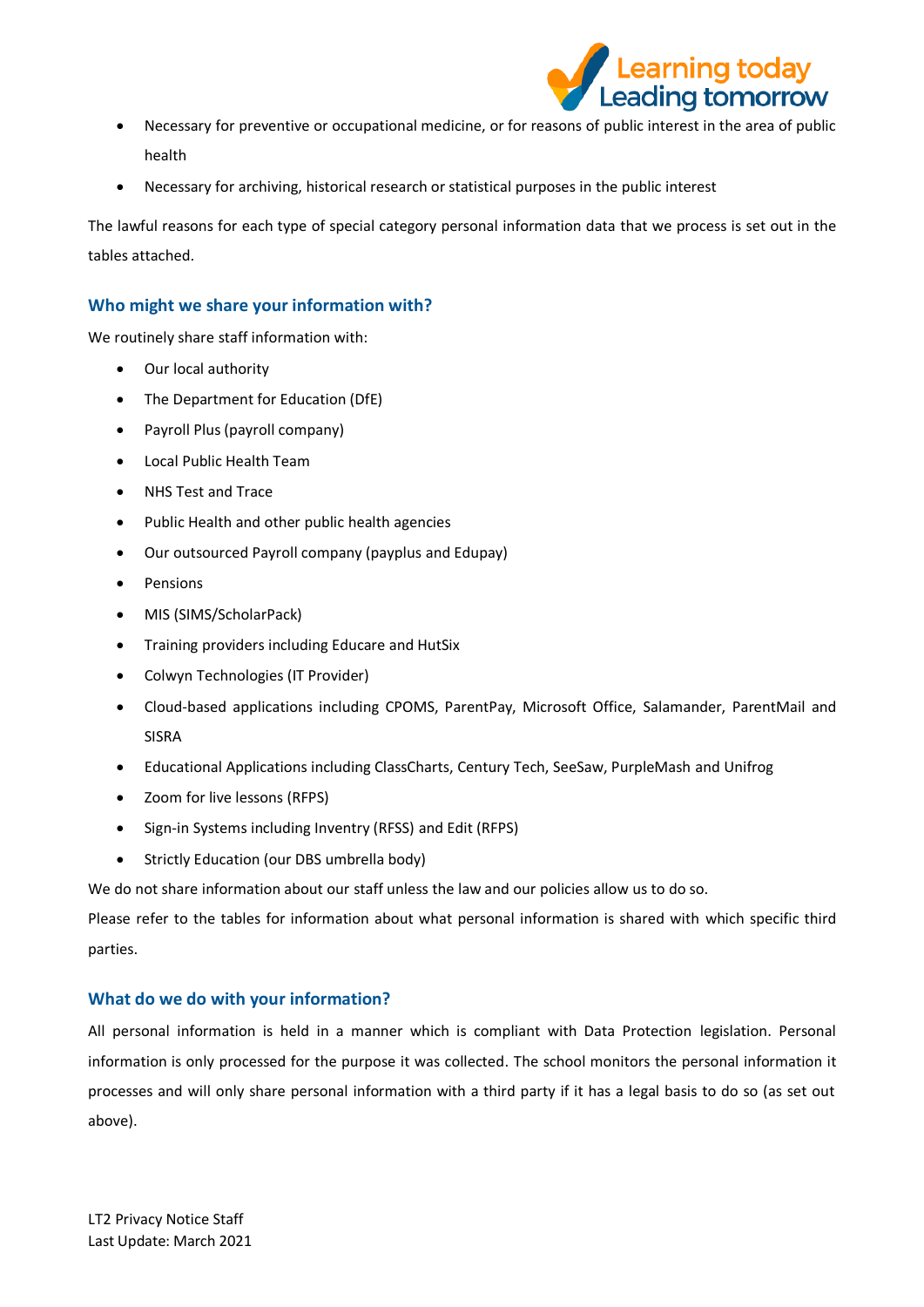- Necessary for preventive or occupational medicine, or for reasons of public interest in the area of public health
- Necessary for archiving, historical research or statistical purposes in the public interest

The lawful reasons for each type of special category personal information data that we process is set out in the tables attached.

### Who might we share your information with?

We routinely share staff information with:

- Our local authority
- The Department for Education (DfE)
- Payroll Plus (payroll company)
- Local Public Health Team
- NHS Test and Trace
- Public Health and other public health agencies
- Our outsourced Payroll company (payplus and Edupay)
- Pensions
- MIS (SIMS/ScholarPack)
- Training providers including Educare and HutSix
- Colwyn Technologies (IT Provider)
- Cloud-based applications including CPOMS, ParentPay, Microsoft Office, Salamander, ParentMail and SISRA
- Educational Applications including ClassCharts, Century Tech, SeeSaw, PurpleMash and Unifrog
- Zoom for live lessons (RFPS)
- Sign-in Systems including Inventry (RFSS) and Edit (RFPS)
- Strictly Education (our DBS umbrella body)

We do not share information about our staff unless the law and our policies allow us to do so.

Please refer to the tables for information about what personal information is shared with which specific third parties.

### What do we do with your information?

All personal information is held in a manner which is compliant with Data Protection legislation. Personal information is only processed for the purpose it was collected. The school monitors the personal information it processes and will only share personal information with a third party if it has a legal basis to do so (as set out above).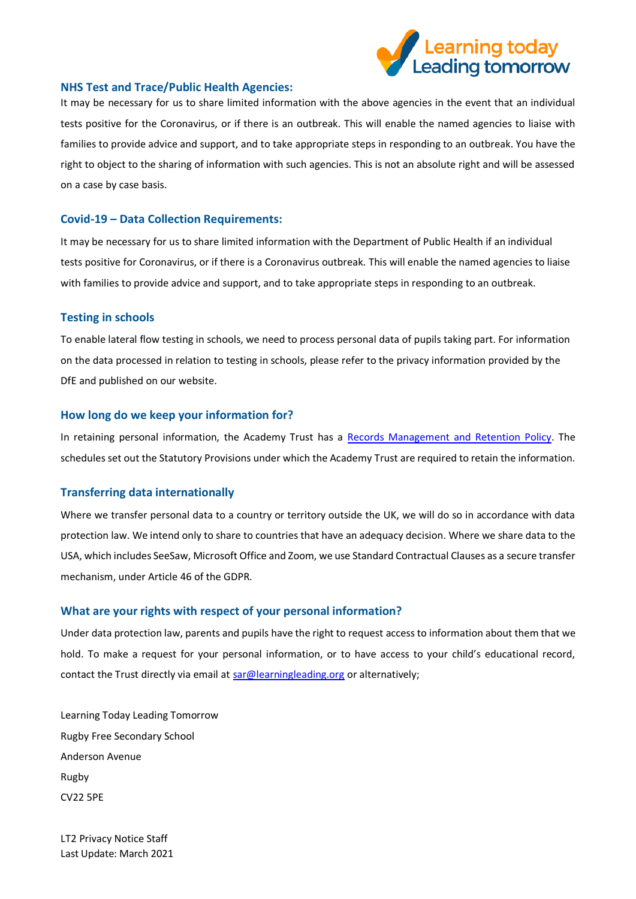### NHS Test and Trace/Public Health Agencies:

It may be necessary for us to share limited information with the above agencies in the event that an individual tests positive for the Coronavirus, or if there is an outbreak. This will enable the named agencies to liaise with families to provide advice and support, and to take appropriate steps in responding to an outbreak. You have the right to object to the sharing of information with such agencies. This is not an absolute right and will be assessed on a case by case basis.

### Covid-19 – Data Collection Requirements:

It may be necessary for us to share limited information with the Department of Public Health if an individual tests positive for Coronavirus, or if there is a Coronavirus outbreak. This will enable the named agencies to liaise with families to provide advice and support, and to take appropriate steps in responding to an outbreak.

### Testing in schools

To enable lateral flow testing in schools, we need to process personal data of pupils taking part. For information on the data processed in relation to testing in schools, please refer to the privacy information provided by the DfE and published on our website.

### How long do we keep your information for?

In retaining personal information, the Academy Trust has a [Records Management and Retention Policy](). The schedules set out the Statutory Provisions under which the Academy Trust are required to retain the information.

### Transferring data internationally

Where we transfer personal data to a country or territory outside the UK, we will do so in accordance with data protection law. We intend only to share to countries that have an adequacy decision. Where we share data to the USA, which includes SeeSaw, Microsoft Office and Zoom, we use Standard Contractual Clauses as a secure transfer mechanism, under Article 46 of the GDPR.

### What are your rights with respect of your personal information?

Under data protection law, parents and pupils have the right to request access to information about them that we hold. To make a request for your personal information, or to have access to your child's educational record, contact the Trust directly via email at sar@learningleading.org or alternatively;

Learning Today Leading Tomorrow
Rugby Free Secondary School
Anderson Avenue
Rugby
CV22 5PE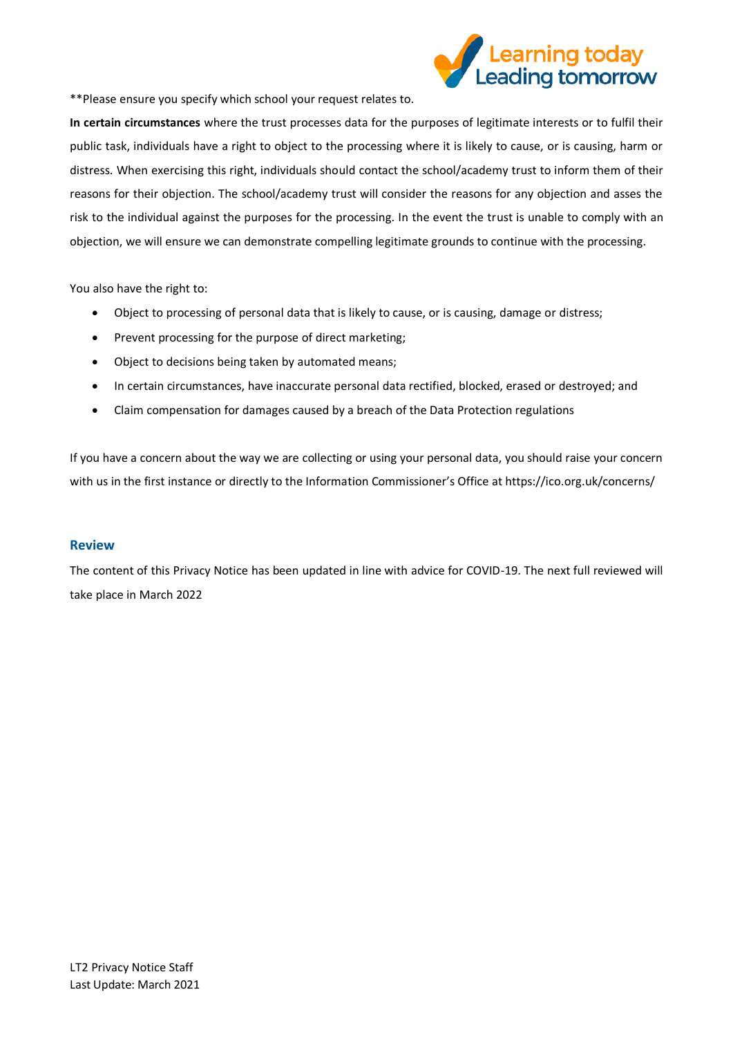**Please ensure you specify which school your request relates to.

**In certain circumstances** where the trust processes data for the purposes of legitimate interests or to fulfil their public task, individuals have a right to object to the processing where it is likely to cause, or is causing, harm or distress. When exercising this right, individuals should contact the school/academy trust to inform them of their reasons for their objection. The school/academy trust will consider the reasons for any objection and asses the risk to the individual against the purposes for the processing. In the event the trust is unable to comply with an objection, we will ensure we can demonstrate compelling legitimate grounds to continue with the processing.

You also have the right to:

- Object to processing of personal data that is likely to cause, or is causing, damage or distress;
- Prevent processing for the purpose of direct marketing;
- Object to decisions being taken by automated means;
- In certain circumstances, have inaccurate personal data rectified, blocked, erased or destroyed; and
- Claim compensation for damages caused by a breach of the Data Protection regulations

If you have a concern about the way we are collecting or using your personal data, you should raise your concern with us in the first instance or directly to the Information Commissioner's Office at https://ico.org.uk/concerns/

## Review

The content of this Privacy Notice has been updated in line with advice for COVID-19. The next full reviewed will take place in March 2022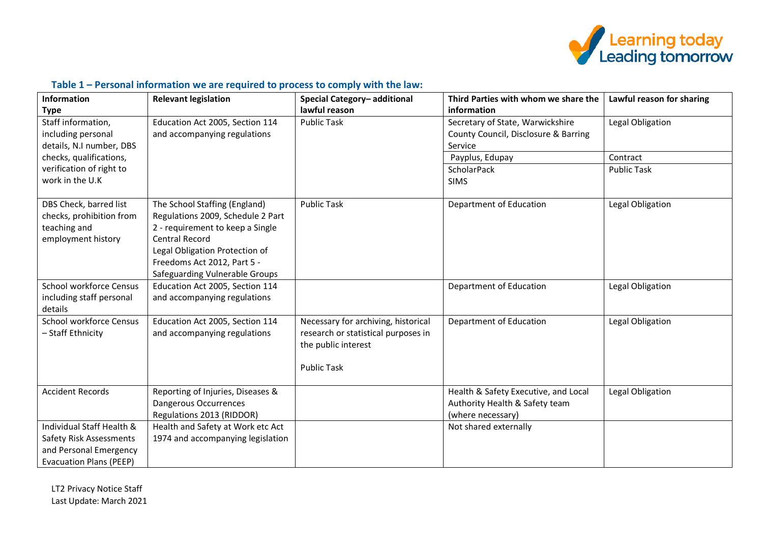### Table 1 – Personal information we are required to process to comply with the law:

| Information Type | Relevant legislation | Special Category– additional lawful reason | Third Parties with whom we share the information | Lawful reason for sharing |
|---|---|---|---|---|
| Staff information, including personal details, N.I number, DBS checks, qualifications, verification of right to work in the U.K | Education Act 2005, Section 114 and accompanying regulations | Public Task | Secretary of State, Warwickshire County Council, Disclosure & Barring Service | Legal Obligation |
| | | | Payplus, Edupay | Contract |
| | | | ScholarPack<br>SIMS | Public Task |
| DBS Check, barred list checks, prohibition from teaching and employment history | The School Staffing (England) Regulations 2009, Schedule 2 Part 2 - requirement to keep a Single Central Record<br>Legal Obligation Protection of Freedoms Act 2012, Part 5 - Safeguarding Vulnerable Groups | Public Task | Department of Education | Legal Obligation |
| School workforce Census including staff personal details | Education Act 2005, Section 114 and accompanying regulations | | Department of Education | Legal Obligation |
| School workforce Census – Staff Ethnicity | Education Act 2005, Section 114 and accompanying regulations | Necessary for archiving, historical research or statistical purposes in the public interest<br><br>Public Task | Department of Education | Legal Obligation |
| Accident Records | Reporting of Injuries, Diseases & Dangerous Occurrences Regulations 2013 (RIDDOR) | | Health & Safety Executive, and Local Authority Health & Safety team (where necessary) | Legal Obligation |
| Individual Staff Health & Safety Risk Assessments and Personal Emergency Evacuation Plans (PEEP) | Health and Safety at Work etc Act 1974 and accompanying legislation | | Not shared externally | |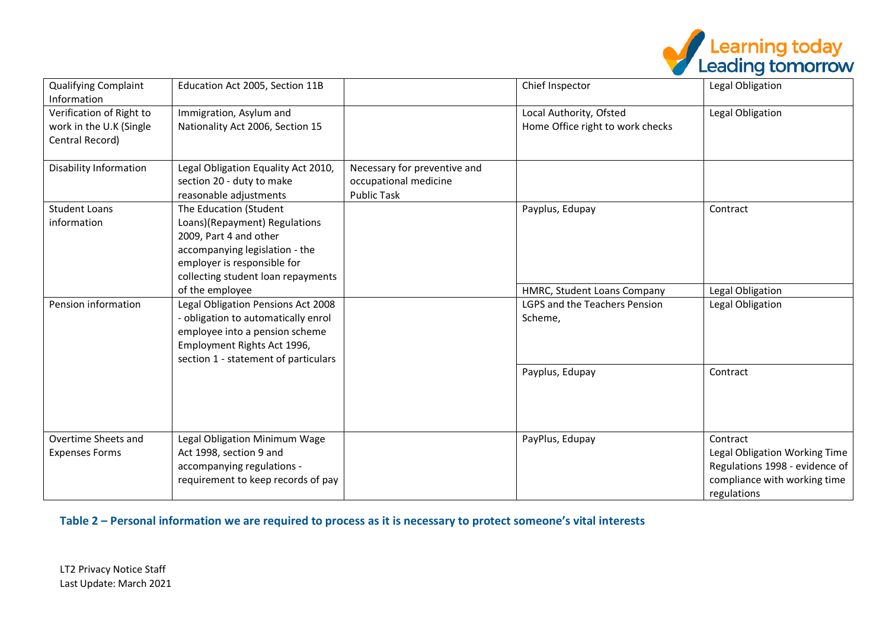| | | | | |
|---|---|---|---|---|
| Qualifying Complaint Information | Education Act 2005, Section 11B | | Chief Inspector | Legal Obligation |
| Verification of Right to work in the U.K (Single Central Record) | Immigration, Asylum and Nationality Act 2006, Section 15 | | Local Authority, Ofsted<br>Home Office right to work checks | Legal Obligation |
| Disability Information | Legal Obligation Equality Act 2010, section 20 - duty to make reasonable adjustments | Necessary for preventive and occupational medicine<br>Public Task | | |
| Student Loans information | The Education (Student Loans)(Repayment) Regulations 2009, Part 4 and other accompanying legislation - the employer is responsible for collecting student loan repayments of the employee | | Payplus, Edupay | Contract |
| | | | HMRC, Student Loans Company | Legal Obligation |
| Pension information | Legal Obligation Pensions Act 2008 - obligation to automatically enrol employee into a pension scheme Employment Rights Act 1996, section 1 - statement of particulars | | LGPS and the Teachers Pension Scheme, | Legal Obligation |
| | | | Payplus, Edupay | Contract |
| Overtime Sheets and Expenses Forms | Legal Obligation Minimum Wage Act 1998, section 9 and accompanying regulations - requirement to keep records of pay | | PayPlus, Edupay | Contract<br>Legal Obligation Working Time Regulations 1998 - evidence of compliance with working time regulations |

**Table 2 – Personal information we are required to process as it is necessary to protect someone's vital interests**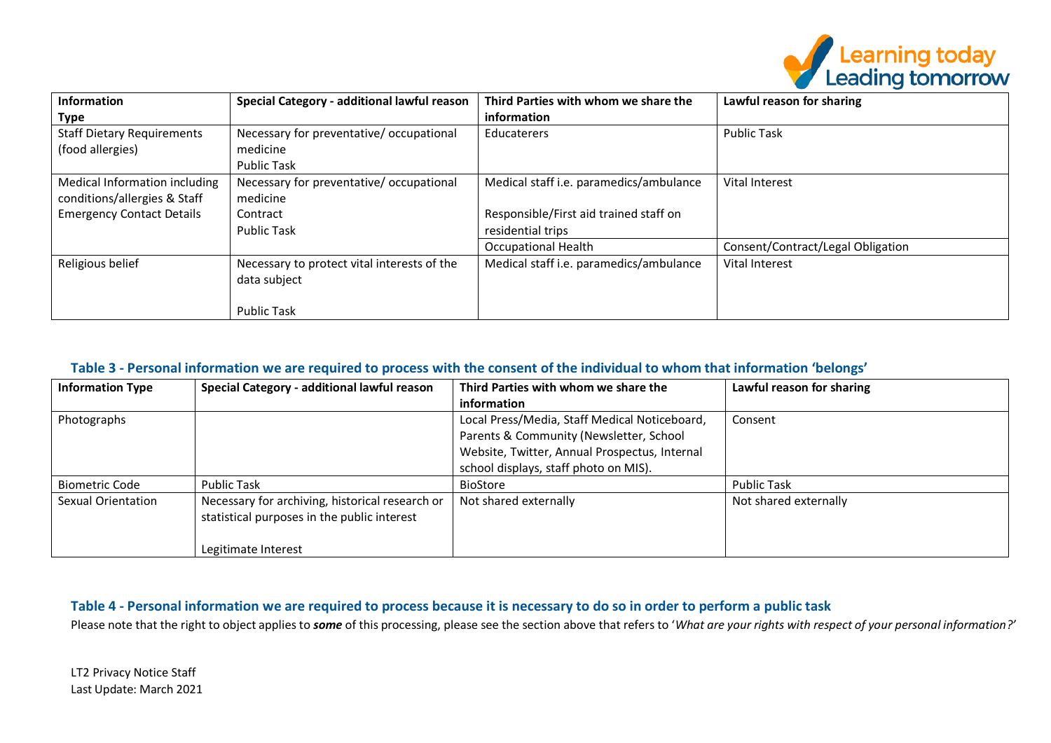| Information Type | Special Category - additional lawful reason | Third Parties with whom we share the information | Lawful reason for sharing |
|---|---|---|---|
| Staff Dietary Requirements (food allergies) | Necessary for preventative/ occupational medicine<br>Public Task | Educaterers | Public Task |
| Medical Information including conditions/allergies & Staff Emergency Contact Details | Necessary for preventative/ occupational medicine<br>Contract<br>Public Task | Medical staff i.e. paramedics/ambulance<br><br>Responsible/First aid trained staff on residential trips | Vital Interest |
| | | Occupational Health | Consent/Contract/Legal Obligation |
| Religious belief | Necessary to protect vital interests of the data subject<br><br>Public Task | Medical staff i.e. paramedics/ambulance | Vital Interest |

### Table 3 - Personal information we are required to process with the consent of the individual to whom that information 'belongs'

| Information Type | Special Category - additional lawful reason | Third Parties with whom we share the information | Lawful reason for sharing |
|---|---|---|---|
| Photographs | | Local Press/Media, Staff Medical Noticeboard, Parents & Community (Newsletter, School Website, Twitter, Annual Prospectus, Internal school displays, staff photo on MIS). | Consent |
| Biometric Code | Public Task | BioStore | Public Task |
| Sexual Orientation | Necessary for archiving, historical research or statistical purposes in the public interest<br><br>Legitimate Interest | Not shared externally | Not shared externally |

### Table 4 - Personal information we are required to process because it is necessary to do so in order to perform a public task

Please note that the right to object applies to ***some*** of this processing, please see the section above that refers to '*What are your rights with respect of your personal information?*'

LT2 Privacy Notice Staff
Last Update: March 2021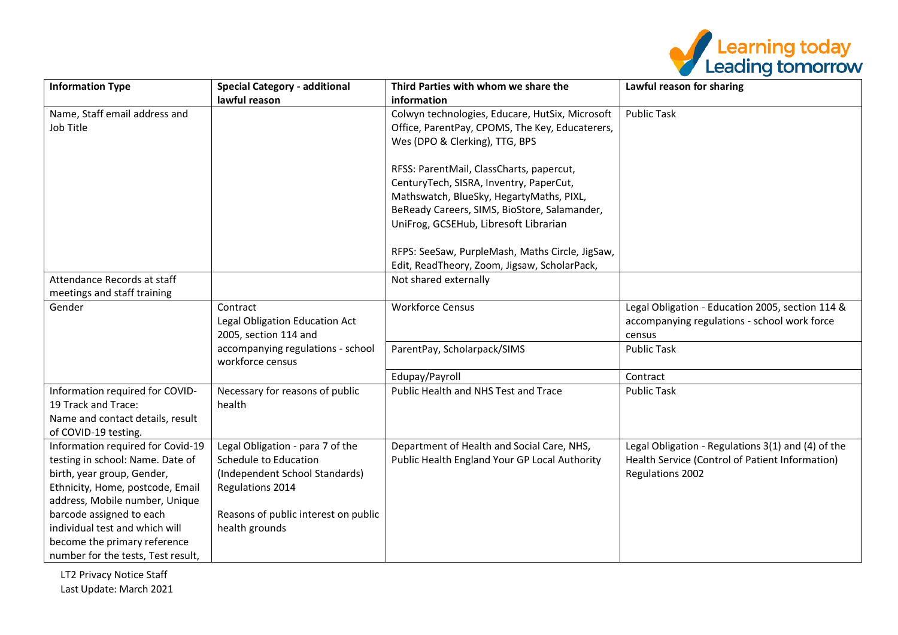| Information Type | Special Category - additional lawful reason | Third Parties with whom we share the information | Lawful reason for sharing |
|---|---|---|---|
| Name, Staff email address and Job Title | | Colwyn technologies, Educare, HutSix, Microsoft Office, ParentPay, CPOMS, The Key, Educaterers, Wes (DPO & Clerking), TTG, BPS<br><br>RFSS: ParentMail, ClassCharts, papercut, CenturyTech, SISRA, Inventry, PaperCut, Mathswatch, BlueSky, HegartyMaths, PIXL, BeReady Careers, SIMS, BioStore, Salamander, UniFrog, GCSEHub, Libresoft Librarian<br><br>RFPS: SeeSaw, PurpleMash, Maths Circle, JigSaw, Edit, ReadTheory, Zoom, Jigsaw, ScholarPack, | Public Task |
| Attendance Records at staff meetings and staff training | | Not shared externally | |
| Gender | Contract<br>Legal Obligation Education Act 2005, section 114 and accompanying regulations - school workforce census | Workforce Census | Legal Obligation - Education 2005, section 114 & accompanying regulations - school work force census |
| | | ParentPay, Scholarpack/SIMS | Public Task |
| | | Edupay/Payroll | Contract |
| Information required for COVID-19 Track and Trace:<br>Name and contact details, result of COVID-19 testing. | Necessary for reasons of public health | Public Health and NHS Test and Trace | Public Task |
| Information required for Covid-19 testing in school: Name. Date of birth, year group, Gender, Ethnicity, Home, postcode, Email address, Mobile number, Unique barcode assigned to each individual test and which will become the primary reference number for the tests, Test result, | Legal Obligation - para 7 of the Schedule to Education (Independent School Standards) Regulations 2014<br><br>Reasons of public interest on public health grounds | Department of Health and Social Care, NHS, Public Health England Your GP Local Authority | Legal Obligation - Regulations 3(1) and (4) of the Health Service (Control of Patient Information) Regulations 2002 |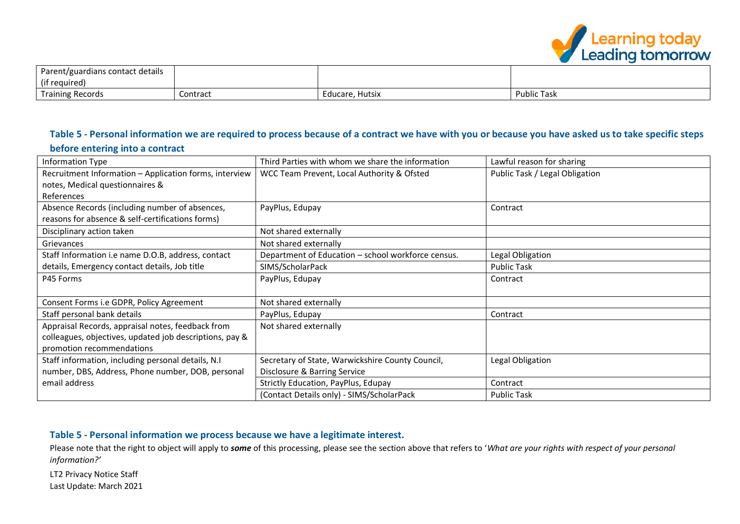| | | | |
|---|---|---|---|
| Parent/guardians contact details (if required) | | | |
| Training Records | Contract | Educare, Hutsix | Public Task |

### Table 5 - Personal information we are required to process because of a contract we have with you or because you have asked us to take specific steps before entering into a contract

| Information Type | Third Parties with whom we share the information | Lawful reason for sharing |
|---|---|---|
| Recruitment Information – Application forms, interview notes, Medical questionnaires & References | WCC Team Prevent, Local Authority & Ofsted | Public Task / Legal Obligation |
| Absence Records (including number of absences, reasons for absence & self-certifications forms) | PayPlus, Edupay | Contract |
| Disciplinary action taken | Not shared externally | |
| Grievances | Not shared externally | |
| Staff Information i.e name D.O.B, address, contact details, Emergency contact details, Job title | Department of Education – school workforce census. | Legal Obligation |
| | SIMS/ScholarPack | Public Task |
| P45 Forms | PayPlus, Edupay | Contract |
| Consent Forms i.e GDPR, Policy Agreement | Not shared externally | |
| Staff personal bank details | PayPlus, Edupay | Contract |
| Appraisal Records, appraisal notes, feedback from colleagues, objectives, updated job descriptions, pay & promotion recommendations | Not shared externally | |
| Staff information, including personal details, N.I number, DBS, Address, Phone number, DOB, personal email address | Secretary of State, Warwickshire County Council, Disclosure & Barring Service | Legal Obligation |
| | Strictly Education, PayPlus, Edupay | Contract |
| | (Contact Details only) - SIMS/ScholarPack | Public Task |

### Table 5 - Personal information we process because we have a legitimate interest.

Please note that the right to object will apply to ***some*** of this processing, please see the section above that refers to '*What are your rights with respect of your personal information?*'

LT2 Privacy Notice Staff
Last Update: March 2021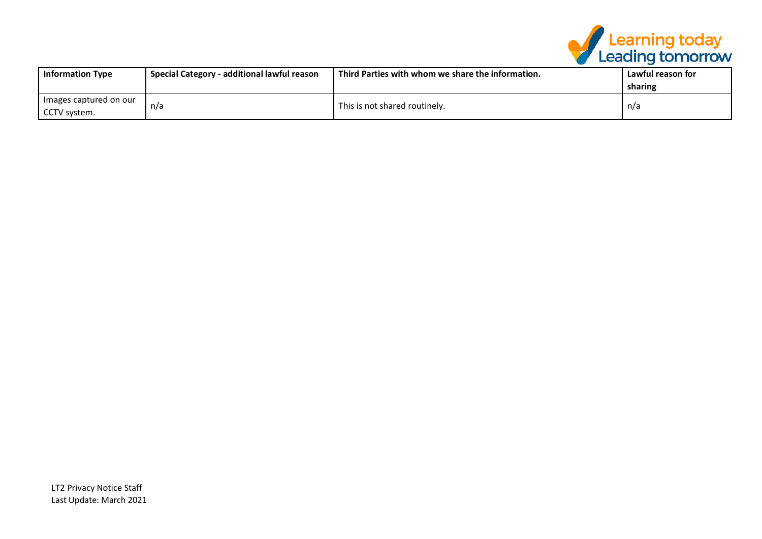| Information Type | Special Category - additional lawful reason | Third Parties with whom we share the information. | Lawful reason for sharing |
| --- | --- | --- | --- |
| Images captured on our CCTV system. | n/a | This is not shared routinely. | n/a |